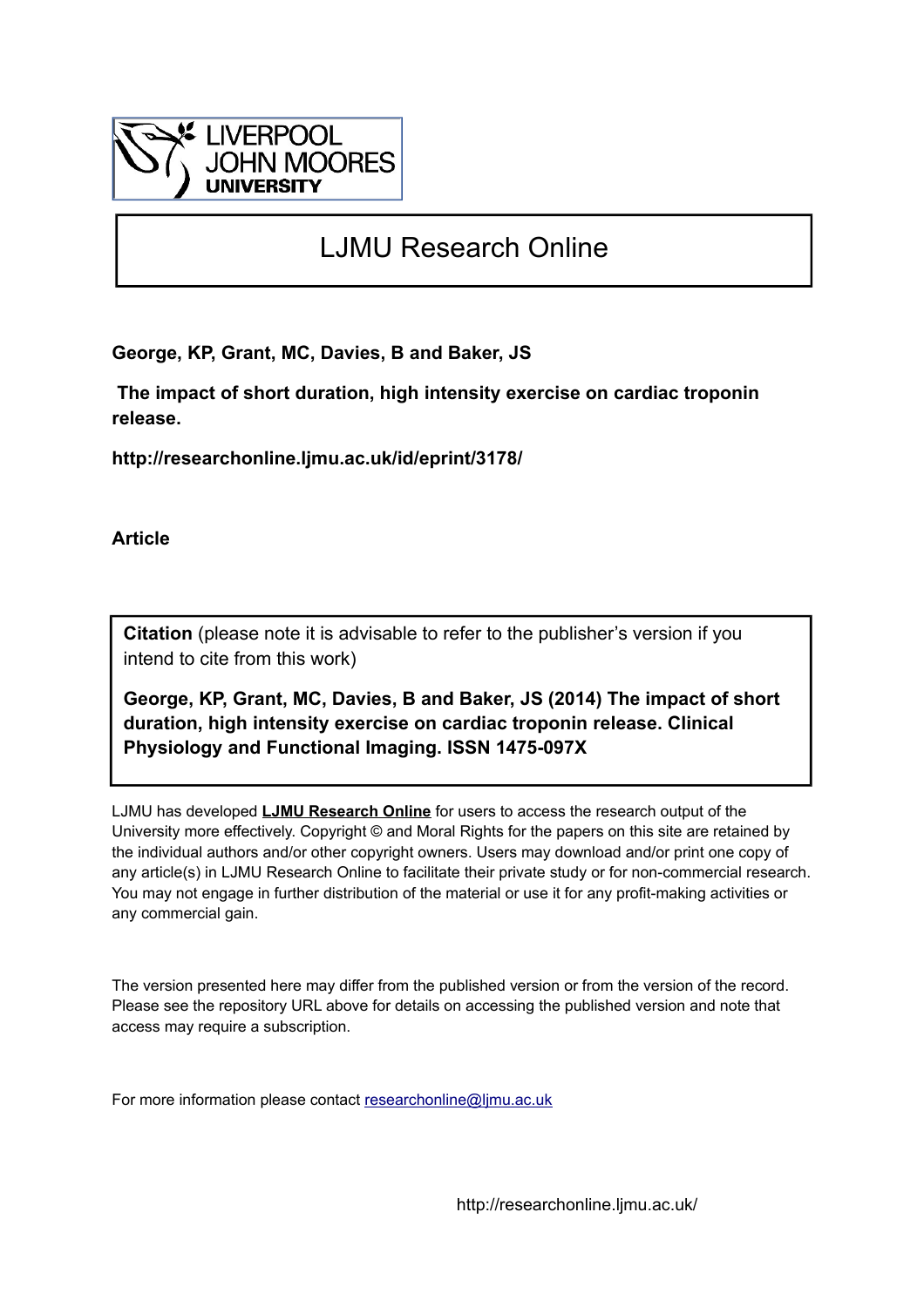LIVERPOOL JOHN MOORES UNIVERSITY

# LJMU Research Online

**George, KP, Grant, MC, Davies, B and Baker, JS**

**The impact of short duration, high intensity exercise on cardiac troponin release.**

**http://researchonline.ljmu.ac.uk/id/eprint/3178/**

**Article**

**Citation** (please note it is advisable to refer to the publisher's version if you intend to cite from this work)

**George, KP, Grant, MC, Davies, B and Baker, JS (2014) The impact of short duration, high intensity exercise on cardiac troponin release. Clinical Physiology and Functional Imaging. ISSN 1475-097X**

LJMU has developed **LJMU Research Online** for users to access the research output of the University more effectively. Copyright © and Moral Rights for the papers on this site are retained by the individual authors and/or other copyright owners. Users may download and/or print one copy of any article(s) in LJMU Research Online to facilitate their private study or for non-commercial research. You may not engage in further distribution of the material or use it for any profit-making activities or any commercial gain.

The version presented here may differ from the published version or from the version of the record. Please see the repository URL above for details on accessing the published version and note that access may require a subscription.

For more information please contact researchonline@ljmu.ac.uk

http://researchonline.ljmu.ac.uk/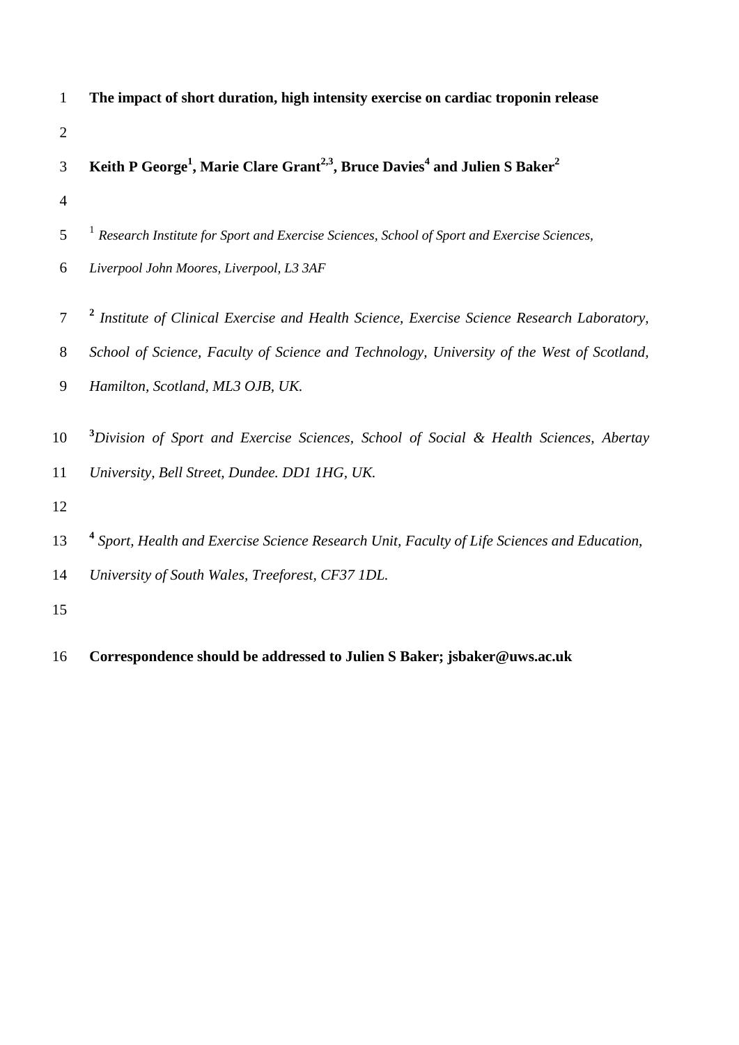# The impact of short duration, high intensity exercise on cardiac troponin release

**Keith P George[1], Marie Clare Grant[2,3], Bruce Davies[4] and Julien S Baker[2]**

[1] *Research Institute for Sport and Exercise Sciences, School of Sport and Exercise Sciences, Liverpool John Moores, Liverpool, L3 3AF*

[2] *Institute of Clinical Exercise and Health Science, Exercise Science Research Laboratory, School of Science, Faculty of Science and Technology, University of the West of Scotland, Hamilton, Scotland, ML3 OJB, UK.*

[3] *Division of Sport and Exercise Sciences, School of Social & Health Sciences, Abertay University, Bell Street, Dundee. DD1 1HG, UK.*

[4] *Sport, Health and Exercise Science Research Unit, Faculty of Life Sciences and Education, University of South Wales, Treeforest, CF37 1DL.*

**Correspondence should be addressed to Julien S Baker; jsbaker@uws.ac.uk**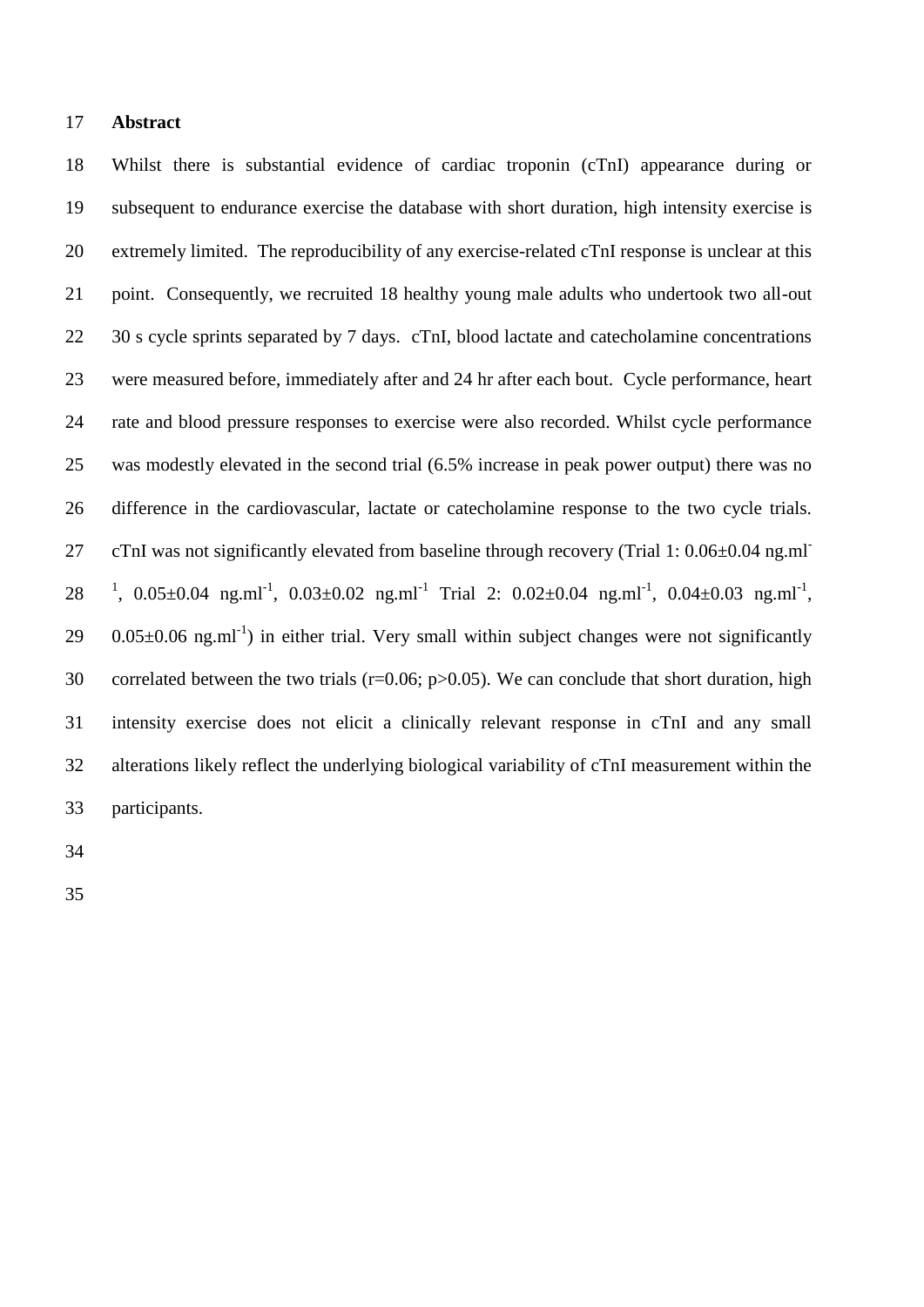## Abstract

Whilst there is substantial evidence of cardiac troponin (cTnI) appearance during or subsequent to endurance exercise the database with short duration, high intensity exercise is extremely limited. The reproducibility of any exercise-related cTnI response is unclear at this point. Consequently, we recruited 18 healthy young male adults who undertook two all-out 30 s cycle sprints separated by 7 days. cTnI, blood lactate and catecholamine concentrations were measured before, immediately after and 24 hr after each bout. Cycle performance, heart rate and blood pressure responses to exercise were also recorded. Whilst cycle performance was modestly elevated in the second trial (6.5% increase in peak power output) there was no difference in the cardiovascular, lactate or catecholamine response to the two cycle trials. cTnI was not significantly elevated from baseline through recovery (Trial 1: 0.06±0.04 $ng.ml^{-1}$, 0.05±0.04 $ng.ml^{-1}$, 0.03±0.02 $ng.ml^{-1}$ Trial 2: 0.02±0.04 $ng.ml^{-1}$, 0.04±0.03 $ng.ml^{-1}$, 0.05±0.06 $ng.ml^{-1}$) in either trial. Very small within subject changes were not significantly correlated between the two trials ($r=0.06$; $p>0.05$). We can conclude that short duration, high intensity exercise does not elicit a clinically relevant response in cTnI and any small alterations likely reflect the underlying biological variability of cTnI measurement within the participants.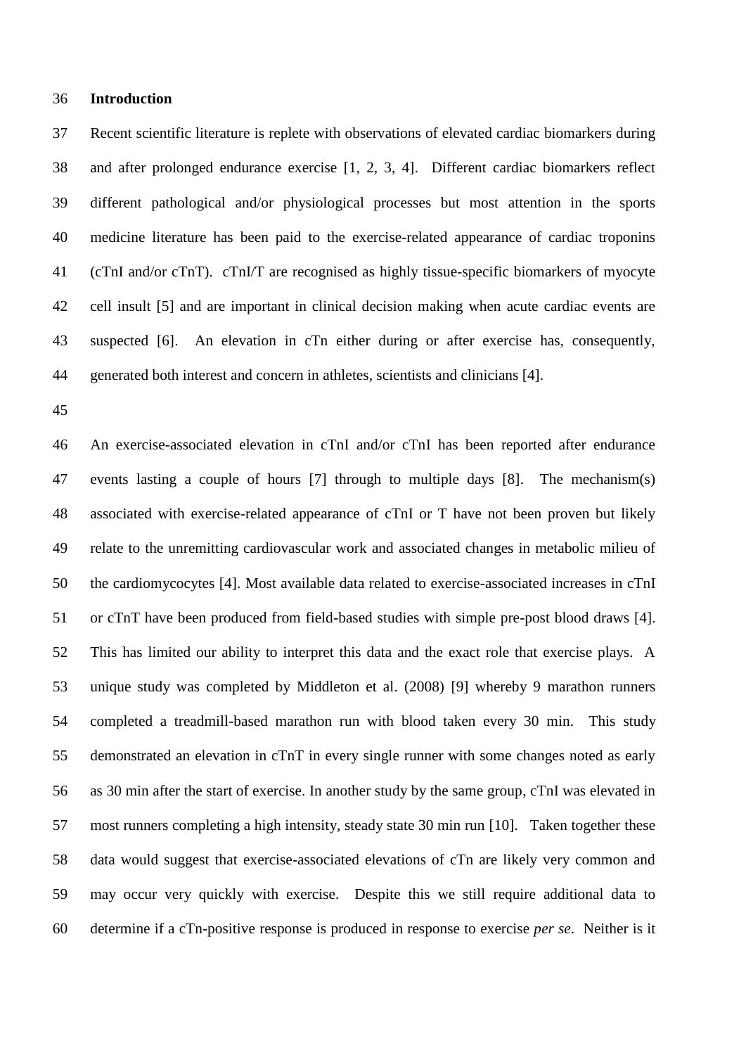## Introduction

Recent scientific literature is replete with observations of elevated cardiac biomarkers during and after prolonged endurance exercise [1, 2, 3, 4]. Different cardiac biomarkers reflect different pathological and/or physiological processes but most attention in the sports medicine literature has been paid to the exercise-related appearance of cardiac troponins (cTnI and/or cTnT). cTnI/T are recognised as highly tissue-specific biomarkers of myocyte cell insult [5] and are important in clinical decision making when acute cardiac events are suspected [6]. An elevation in cTn either during or after exercise has, consequently, generated both interest and concern in athletes, scientists and clinicians [4].

An exercise-associated elevation in cTnI and/or cTnI has been reported after endurance events lasting a couple of hours [7] through to multiple days [8]. The mechanism(s) associated with exercise-related appearance of cTnI or T have not been proven but likely relate to the unremitting cardiovascular work and associated changes in metabolic milieu of the cardiomycocytes [4]. Most available data related to exercise-associated increases in cTnI or cTnT have been produced from field-based studies with simple pre-post blood draws [4]. This has limited our ability to interpret this data and the exact role that exercise plays. A unique study was completed by Middleton et al. (2008) [9] whereby 9 marathon runners completed a treadmill-based marathon run with blood taken every 30 min. This study demonstrated an elevation in cTnT in every single runner with some changes noted as early as 30 min after the start of exercise. In another study by the same group, cTnI was elevated in most runners completing a high intensity, steady state 30 min run [10]. Taken together these data would suggest that exercise-associated elevations of cTn are likely very common and may occur very quickly with exercise. Despite this we still require additional data to determine if a cTn-positive response is produced in response to exercise *per se*. Neither is it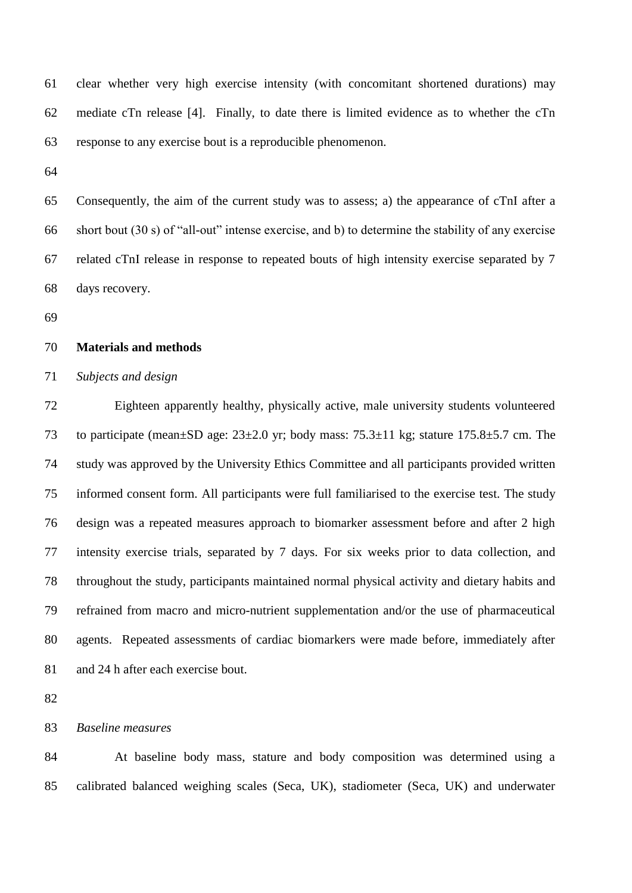clear whether very high exercise intensity (with concomitant shortened durations) may mediate cTn release [4]. Finally, to date there is limited evidence as to whether the cTn response to any exercise bout is a reproducible phenomenon.

Consequently, the aim of the current study was to assess; a) the appearance of cTnI after a short bout (30 s) of "all-out" intense exercise, and b) to determine the stability of any exercise related cTnI release in response to repeated bouts of high intensity exercise separated by 7 days recovery.

## Materials and methods

### *Subjects and design*

Eighteen apparently healthy, physically active, male university students volunteered to participate (mean±SD age: 23±2.0 yr; body mass: 75.3±11 kg; stature 175.8±5.7 cm. The study was approved by the University Ethics Committee and all participants provided written informed consent form. All participants were full familiarised to the exercise test. The study design was a repeated measures approach to biomarker assessment before and after 2 high intensity exercise trials, separated by 7 days. For six weeks prior to data collection, and throughout the study, participants maintained normal physical activity and dietary habits and refrained from macro and micro-nutrient supplementation and/or the use of pharmaceutical agents. Repeated assessments of cardiac biomarkers were made before, immediately after and 24 h after each exercise bout.

### *Baseline measures*

At baseline body mass, stature and body composition was determined using a calibrated balanced weighing scales (Seca, UK), stadiometer (Seca, UK) and underwater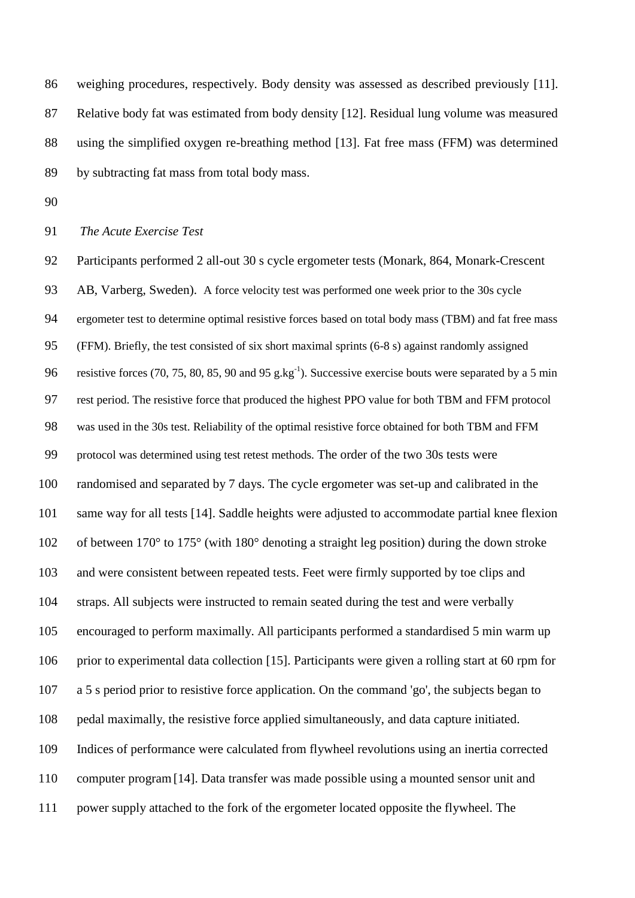weighing procedures, respectively. Body density was assessed as described previously [11]. Relative body fat was estimated from body density [12]. Residual lung volume was measured using the simplified oxygen re-breathing method [13]. Fat free mass (FFM) was determined by subtracting fat mass from total body mass.

*The Acute Exercise Test*

Participants performed 2 all-out 30 s cycle ergometer tests (Monark, 864, Monark-Crescent AB, Varberg, Sweden). A force velocity test was performed one week prior to the 30s cycle ergometer test to determine optimal resistive forces based on total body mass (TBM) and fat free mass (FFM). Briefly, the test consisted of six short maximal sprints (6-8 s) against randomly assigned resistive forces (70, 75, 80, 85, 90 and 95 $g.kg^{-1}$). Successive exercise bouts were separated by a 5 min rest period. The resistive force that produced the highest PPO value for both TBM and FFM protocol was used in the 30s test. Reliability of the optimal resistive force obtained for both TBM and FFM protocol was determined using test retest methods. The order of the two 30s tests were randomised and separated by 7 days. The cycle ergometer was set-up and calibrated in the same way for all tests [14]. Saddle heights were adjusted to accommodate partial knee flexion of between 170° to 175° (with 180° denoting a straight leg position) during the down stroke and were consistent between repeated tests. Feet were firmly supported by toe clips and straps. All subjects were instructed to remain seated during the test and were verbally encouraged to perform maximally. All participants performed a standardised 5 min warm up prior to experimental data collection [15]. Participants were given a rolling start at 60 rpm for a 5 s period prior to resistive force application. On the command 'go', the subjects began to pedal maximally, the resistive force applied simultaneously, and data capture initiated. Indices of performance were calculated from flywheel revolutions using an inertia corrected computer program [14]. Data transfer was made possible using a mounted sensor unit and power supply attached to the fork of the ergometer located opposite the flywheel. The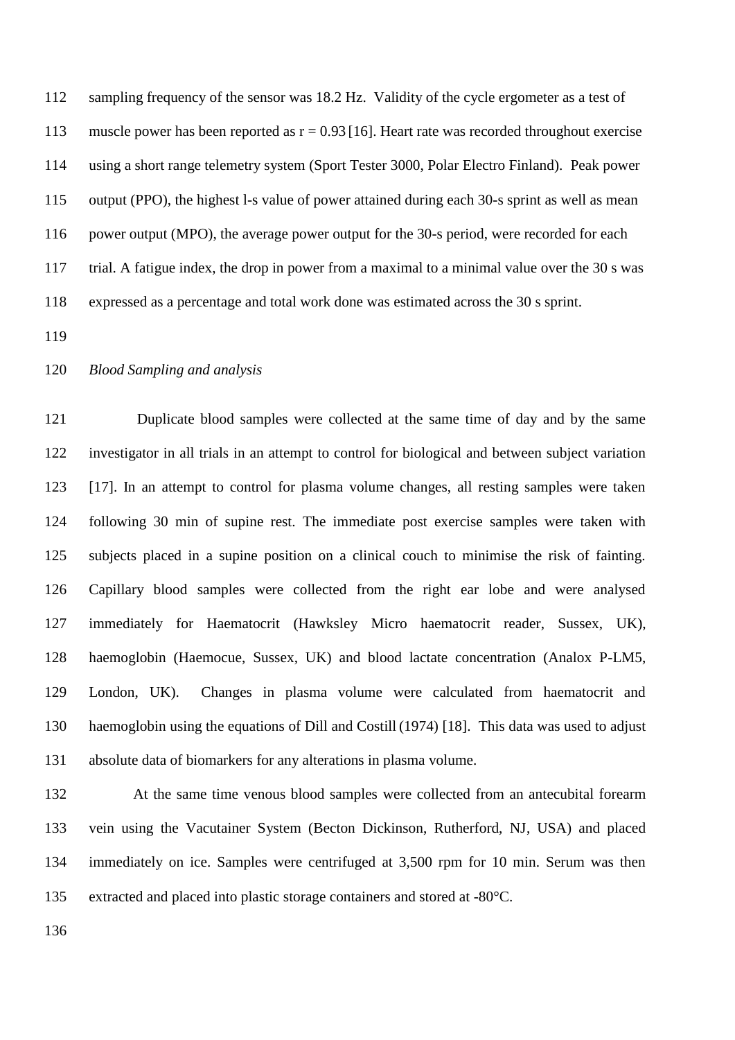sampling frequency of the sensor was 18.2 Hz. Validity of the cycle ergometer as a test of muscle power has been reported as r = 0.93 [16]. Heart rate was recorded throughout exercise using a short range telemetry system (Sport Tester 3000, Polar Electro Finland). Peak power output (PPO), the highest l-s value of power attained during each 30-s sprint as well as mean power output (MPO), the average power output for the 30-s period, were recorded for each trial. A fatigue index, the drop in power from a maximal to a minimal value over the 30 s was expressed as a percentage and total work done was estimated across the 30 s sprint.

*Blood Sampling and analysis*

Duplicate blood samples were collected at the same time of day and by the same investigator in all trials in an attempt to control for biological and between subject variation [17]. In an attempt to control for plasma volume changes, all resting samples were taken following 30 min of supine rest. The immediate post exercise samples were taken with subjects placed in a supine position on a clinical couch to minimise the risk of fainting. Capillary blood samples were collected from the right ear lobe and were analysed immediately for Haematocrit (Hawksley Micro haematocrit reader, Sussex, UK), haemoglobin (Haemocue, Sussex, UK) and blood lactate concentration (Analox P-LM5, London, UK). Changes in plasma volume were calculated from haematocrit and haemoglobin using the equations of Dill and Costill (1974) [18]. This data was used to adjust absolute data of biomarkers for any alterations in plasma volume.

At the same time venous blood samples were collected from an antecubital forearm vein using the Vacutainer System (Becton Dickinson, Rutherford, NJ, USA) and placed immediately on ice. Samples were centrifuged at 3,500 rpm for 10 min. Serum was then extracted and placed into plastic storage containers and stored at -80°C.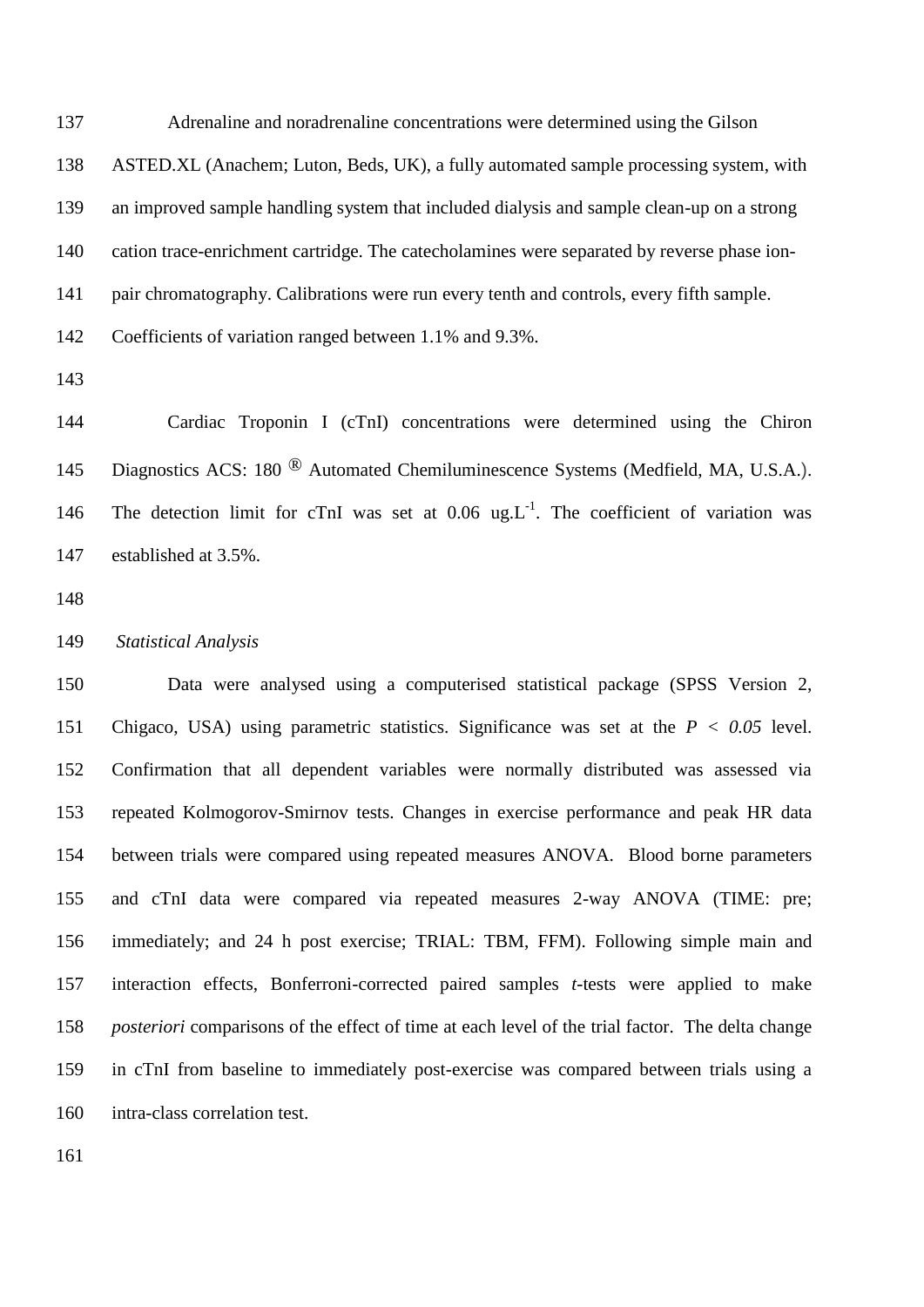Adrenaline and noradrenaline concentrations were determined using the Gilson ASTED.XL (Anachem; Luton, Beds, UK), a fully automated sample processing system, with an improved sample handling system that included dialysis and sample clean-up on a strong cation trace-enrichment cartridge. The catecholamines were separated by reverse phase ion-pair chromatography. Calibrations were run every tenth and controls, every fifth sample. Coefficients of variation ranged between 1.1% and 9.3%.

Cardiac Troponin I (cTnI) concentrations were determined using the Chiron Diagnostics ACS: 180 ® Automated Chemiluminescence Systems (Medfield, MA, U.S.A.). The detection limit for cTnI was set at 0.06 $ug.L^{-1}$. The coefficient of variation was established at 3.5%.

*Statistical Analysis*

Data were analysed using a computerised statistical package (SPSS Version 2, Chigaco, USA) using parametric statistics. Significance was set at the $P < 0.05$ level. Confirmation that all dependent variables were normally distributed was assessed via repeated Kolmogorov-Smirnov tests. Changes in exercise performance and peak HR data between trials were compared using repeated measures ANOVA. Blood borne parameters and cTnI data were compared via repeated measures 2-way ANOVA (TIME: pre; immediately; and 24 h post exercise; TRIAL: TBM, FFM). Following simple main and interaction effects, Bonferroni-corrected paired samples *t*-tests were applied to make *posteriori* comparisons of the effect of time at each level of the trial factor. The delta change in cTnI from baseline to immediately post-exercise was compared between trials using a intra-class correlation test.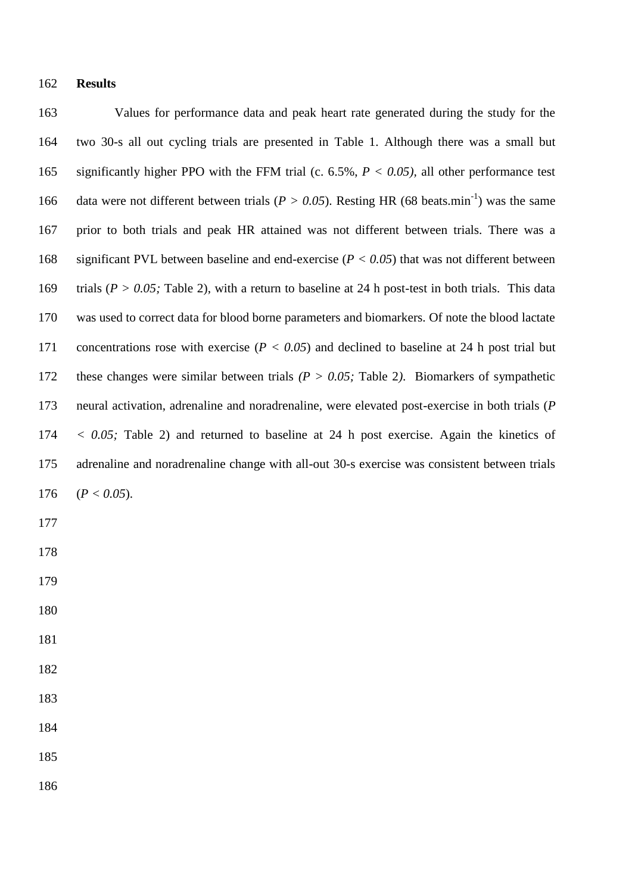**Results**

Values for performance data and peak heart rate generated during the study for the two 30-s all out cycling trials are presented in Table 1. Although there was a small but significantly higher PPO with the FFM trial (c. 6.5%, $P < 0.05$), all other performance test data were not different between trials ($P > 0.05$). Resting HR (68 beats.min$^{-1}$) was the same prior to both trials and peak HR attained was not different between trials. There was a significant PVL between baseline and end-exercise ($P < 0.05$) that was not different between trials ($P > 0.05$; Table 2), with a return to baseline at 24 h post-test in both trials. This data was used to correct data for blood borne parameters and biomarkers. Of note the blood lactate concentrations rose with exercise ($P < 0.05$) and declined to baseline at 24 h post trial but these changes were similar between trials ($P > 0.05$; Table 2). Biomarkers of sympathetic neural activation, adrenaline and noradrenaline, were elevated post-exercise in both trials ($P < 0.05$; Table 2) and returned to baseline at 24 h post exercise. Again the kinetics of adrenaline and noradrenaline change with all-out 30-s exercise was consistent between trials ($P < 0.05$).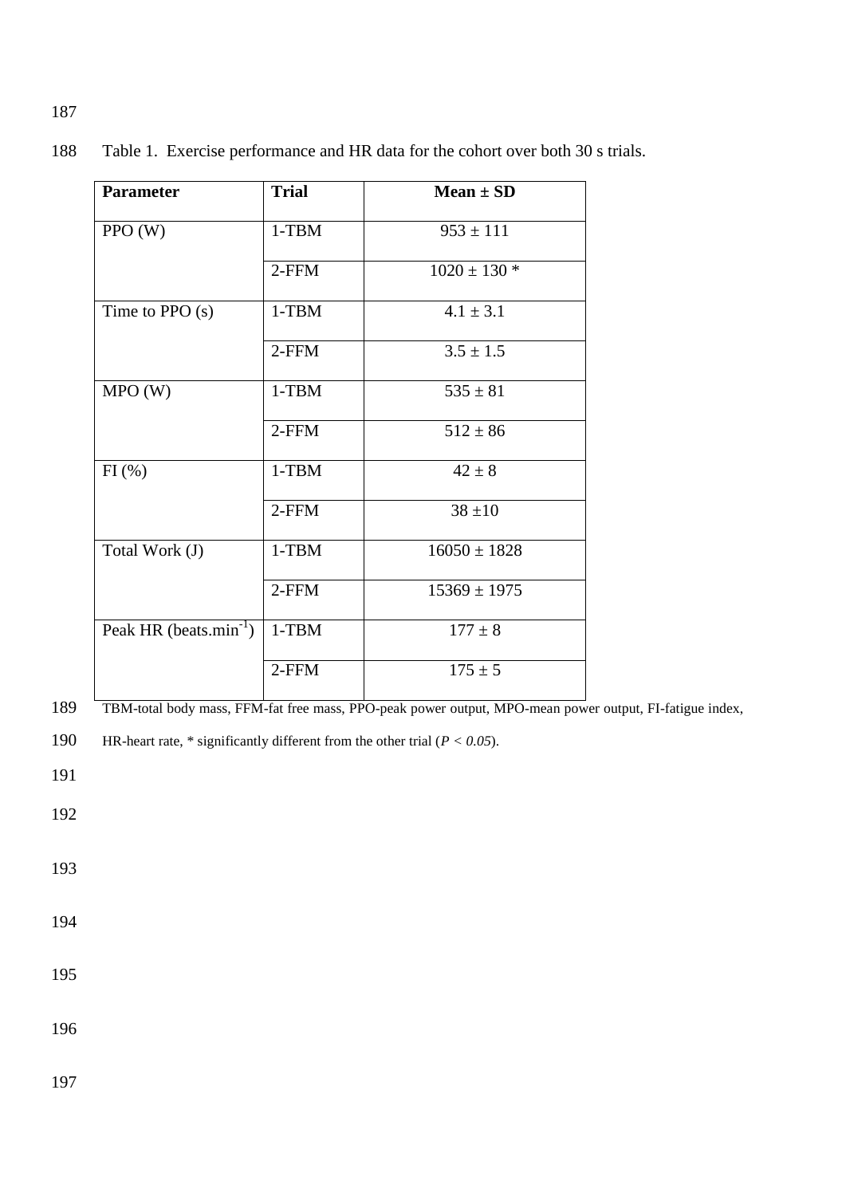Table 1. Exercise performance and HR data for the cohort over both 30 s trials.

| Parameter | Trial | Mean ± SD |
|---|---|---|
| PPO (W) | 1-TBM | 953 ± 111 |
| | 2-FFM | 1020 ± 130 * |
| Time to PPO (s) | 1-TBM | 4.1 ± 3.1 |
| | 2-FFM | 3.5 ± 1.5 |
| MPO (W) | 1-TBM | 535 ± 81 |
| | 2-FFM | 512 ± 86 |
| FI (%) | 1-TBM | 42 ± 8 |
| | 2-FFM | 38 ±10 |
| Total Work (J) | 1-TBM | 16050 ± 1828 |
| | 2-FFM | 15369 ± 1975 |
| Peak HR (beats.min$^{-1}$) | 1-TBM | 177 ± 8 |
| | 2-FFM | 175 ± 5 |

TBM-total body mass, FFM-fat free mass, PPO-peak power output, MPO-mean power output, FI-fatigue index, HR-heart rate, * significantly different from the other trial ($P < 0.05$).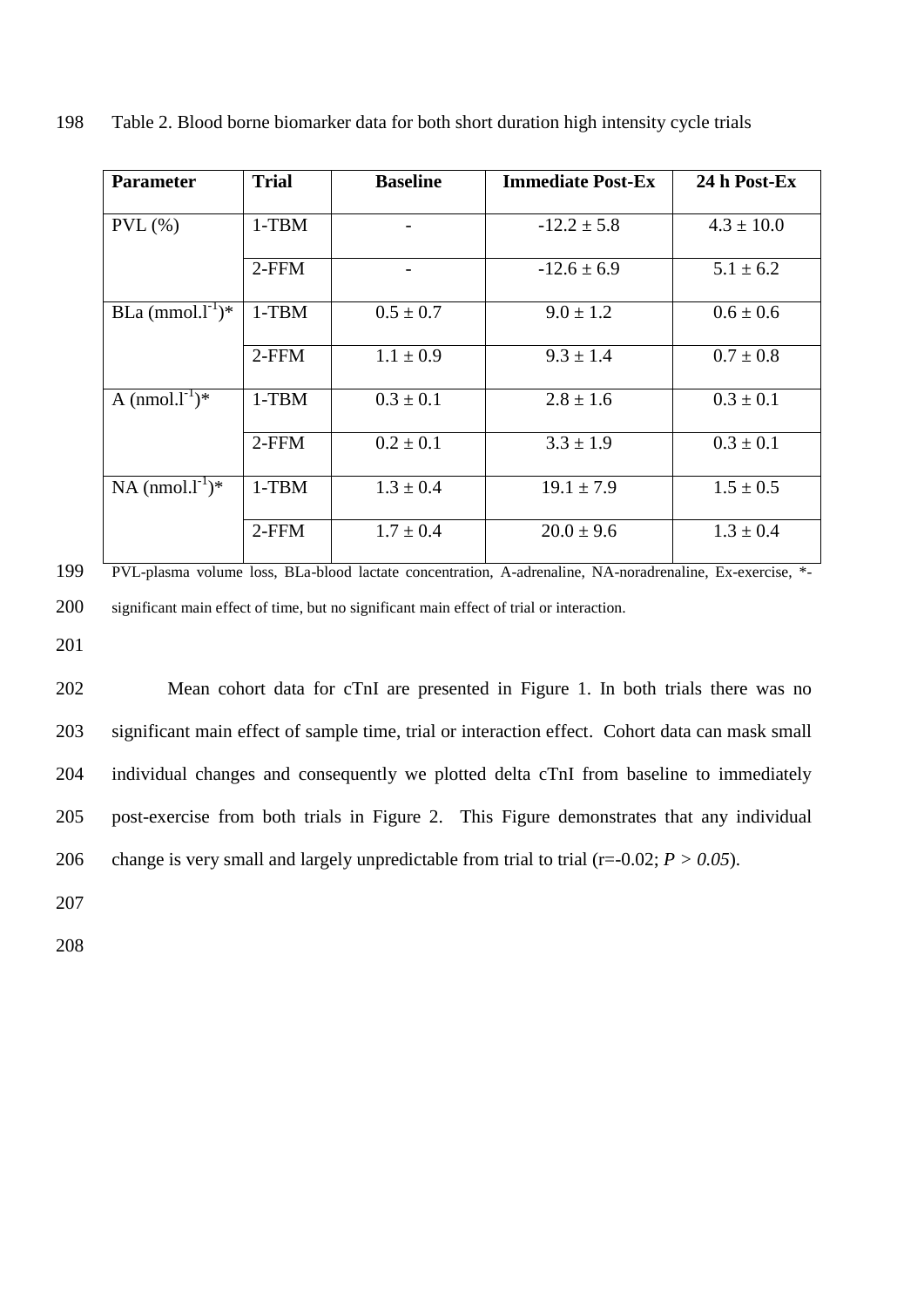Table 2. Blood borne biomarker data for both short duration high intensity cycle trials

| Parameter | Trial | Baseline | Immediate Post-Ex | 24 h Post-Ex |
|---|---|---|---|---|
| PVL (%) | 1-TBM | - | -12.2 ± 5.8 | 4.3 ± 10.0 |
| | 2-FFM | - | -12.6 ± 6.9 | 5.1 ± 6.2 |
| BLa ($mmol.l^{-1}$)* | 1-TBM | 0.5 ± 0.7 | 9.0 ± 1.2 | 0.6 ± 0.6 |
| | 2-FFM | 1.1 ± 0.9 | 9.3 ± 1.4 | 0.7 ± 0.8 |
| A ($nmol.l^{-1}$)* | 1-TBM | 0.3 ± 0.1 | 2.8 ± 1.6 | 0.3 ± 0.1 |
| | 2-FFM | 0.2 ± 0.1 | 3.3 ± 1.9 | 0.3 ± 0.1 |
| NA ($nmol.l^{-1}$)* | 1-TBM | 1.3 ± 0.4 | 19.1 ± 7.9 | 1.5 ± 0.5 |
| | 2-FFM | 1.7 ± 0.4 | 20.0 ± 9.6 | 1.3 ± 0.4 |

PVL-plasma volume loss, BLa-blood lactate concentration, A-adrenaline, NA-noradrenaline, Ex-exercise, *-significant main effect of time, but no significant main effect of trial or interaction.

Mean cohort data for cTnI are presented in Figure 1. In both trials there was no significant main effect of sample time, trial or interaction effect. Cohort data can mask small individual changes and consequently we plotted delta cTnI from baseline to immediately post-exercise from both trials in Figure 2. This Figure demonstrates that any individual change is very small and largely unpredictable from trial to trial (r=-0.02; $P > 0.05$).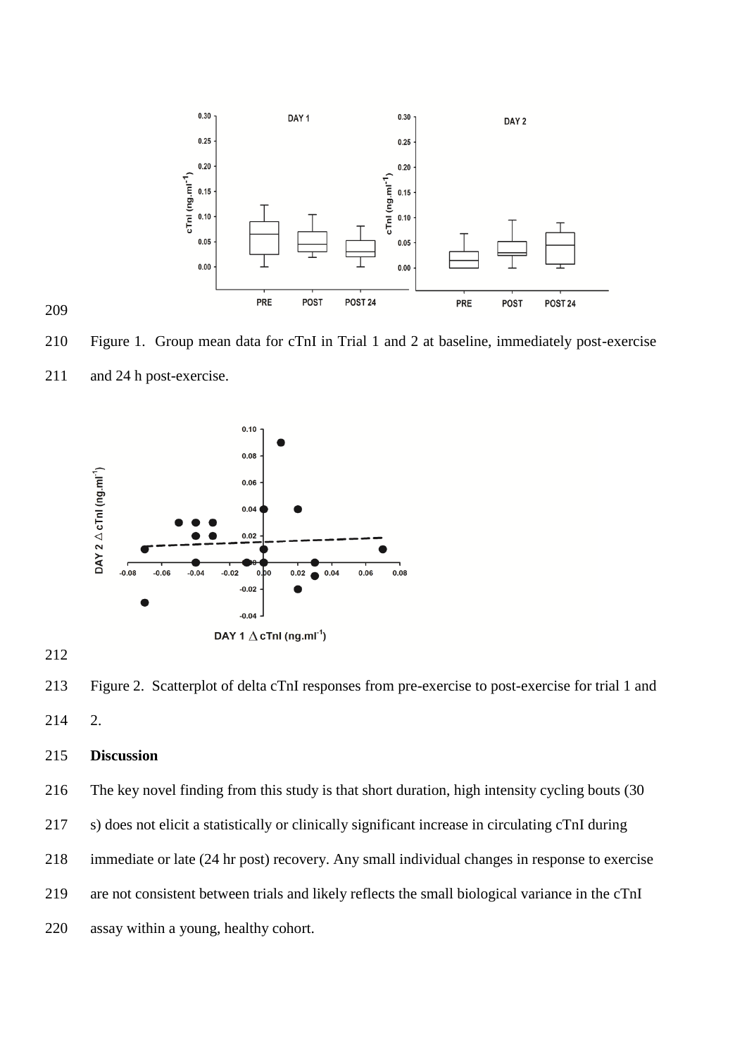Figure 1. Group mean data for cTnI in Trial 1 and 2 at baseline, immediately post-exercise and 24 h post-exercise.

Figure 2. Scatterplot of delta cTnI responses from pre-exercise to post-exercise for trial 1 and 2.

## Discussion

The key novel finding from this study is that short duration, high intensity cycling bouts (30 s) does not elicit a statistically or clinically significant increase in circulating cTnI during immediate or late (24 hr post) recovery. Any small individual changes in response to exercise are not consistent between trials and likely reflects the small biological variance in the cTnI assay within a young, healthy cohort.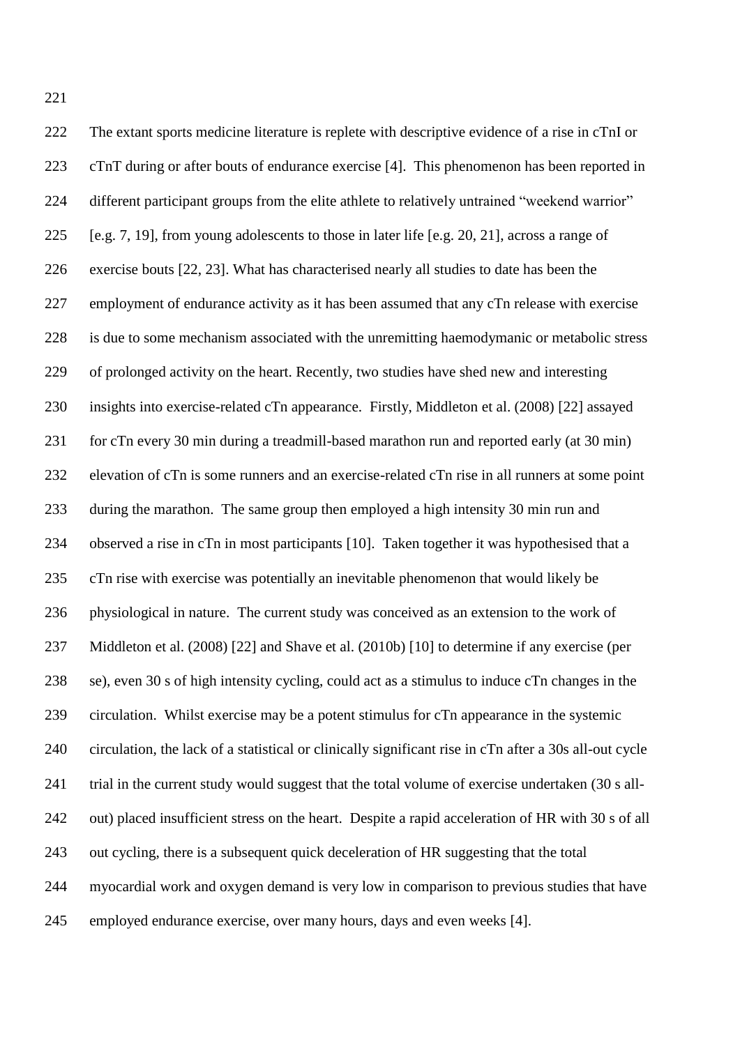The extant sports medicine literature is replete with descriptive evidence of a rise in cTnI or cTnT during or after bouts of endurance exercise [4]. This phenomenon has been reported in different participant groups from the elite athlete to relatively untrained "weekend warrior" [e.g. 7, 19], from young adolescents to those in later life [e.g. 20, 21], across a range of exercise bouts [22, 23]. What has characterised nearly all studies to date has been the employment of endurance activity as it has been assumed that any cTn release with exercise is due to some mechanism associated with the unremitting haemodymanic or metabolic stress of prolonged activity on the heart. Recently, two studies have shed new and interesting insights into exercise-related cTn appearance. Firstly, Middleton et al. (2008) [22] assayed for cTn every 30 min during a treadmill-based marathon run and reported early (at 30 min) elevation of cTn is some runners and an exercise-related cTn rise in all runners at some point during the marathon. The same group then employed a high intensity 30 min run and observed a rise in cTn in most participants [10]. Taken together it was hypothesised that a cTn rise with exercise was potentially an inevitable phenomenon that would likely be physiological in nature. The current study was conceived as an extension to the work of Middleton et al. (2008) [22] and Shave et al. (2010b) [10] to determine if any exercise (per se), even 30 s of high intensity cycling, could act as a stimulus to induce cTn changes in the circulation. Whilst exercise may be a potent stimulus for cTn appearance in the systemic circulation, the lack of a statistical or clinically significant rise in cTn after a 30s all-out cycle trial in the current study would suggest that the total volume of exercise undertaken (30 s all-out) placed insufficient stress on the heart. Despite a rapid acceleration of HR with 30 s of all out cycling, there is a subsequent quick deceleration of HR suggesting that the total myocardial work and oxygen demand is very low in comparison to previous studies that have employed endurance exercise, over many hours, days and even weeks [4].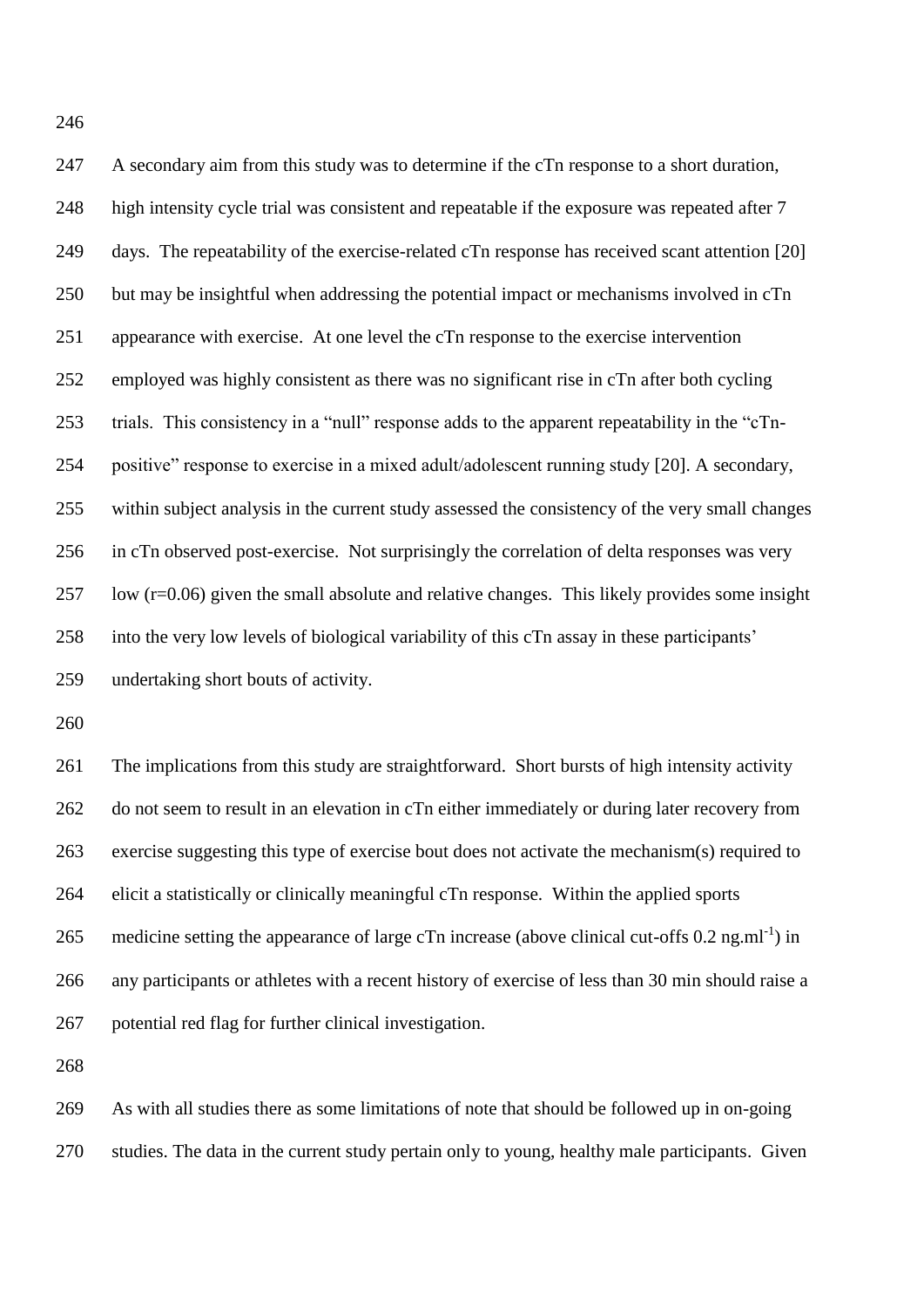A secondary aim from this study was to determine if the cTn response to a short duration, high intensity cycle trial was consistent and repeatable if the exposure was repeated after 7 days. The repeatability of the exercise-related cTn response has received scant attention [20] but may be insightful when addressing the potential impact or mechanisms involved in cTn appearance with exercise. At one level the cTn response to the exercise intervention employed was highly consistent as there was no significant rise in cTn after both cycling trials. This consistency in a "null" response adds to the apparent repeatability in the "cTn-positive" response to exercise in a mixed adult/adolescent running study [20]. A secondary, within subject analysis in the current study assessed the consistency of the very small changes in cTn observed post-exercise. Not surprisingly the correlation of delta responses was very low (r=0.06) given the small absolute and relative changes. This likely provides some insight into the very low levels of biological variability of this cTn assay in these participants' undertaking short bouts of activity.

The implications from this study are straightforward. Short bursts of high intensity activity do not seem to result in an elevation in cTn either immediately or during later recovery from exercise suggesting this type of exercise bout does not activate the mechanism(s) required to elicit a statistically or clinically meaningful cTn response. Within the applied sports medicine setting the appearance of large cTn increase (above clinical cut-offs 0.2 ng.ml$^{-1}$) in any participants or athletes with a recent history of exercise of less than 30 min should raise a potential red flag for further clinical investigation.

As with all studies there as some limitations of note that should be followed up in on-going studies. The data in the current study pertain only to young, healthy male participants. Given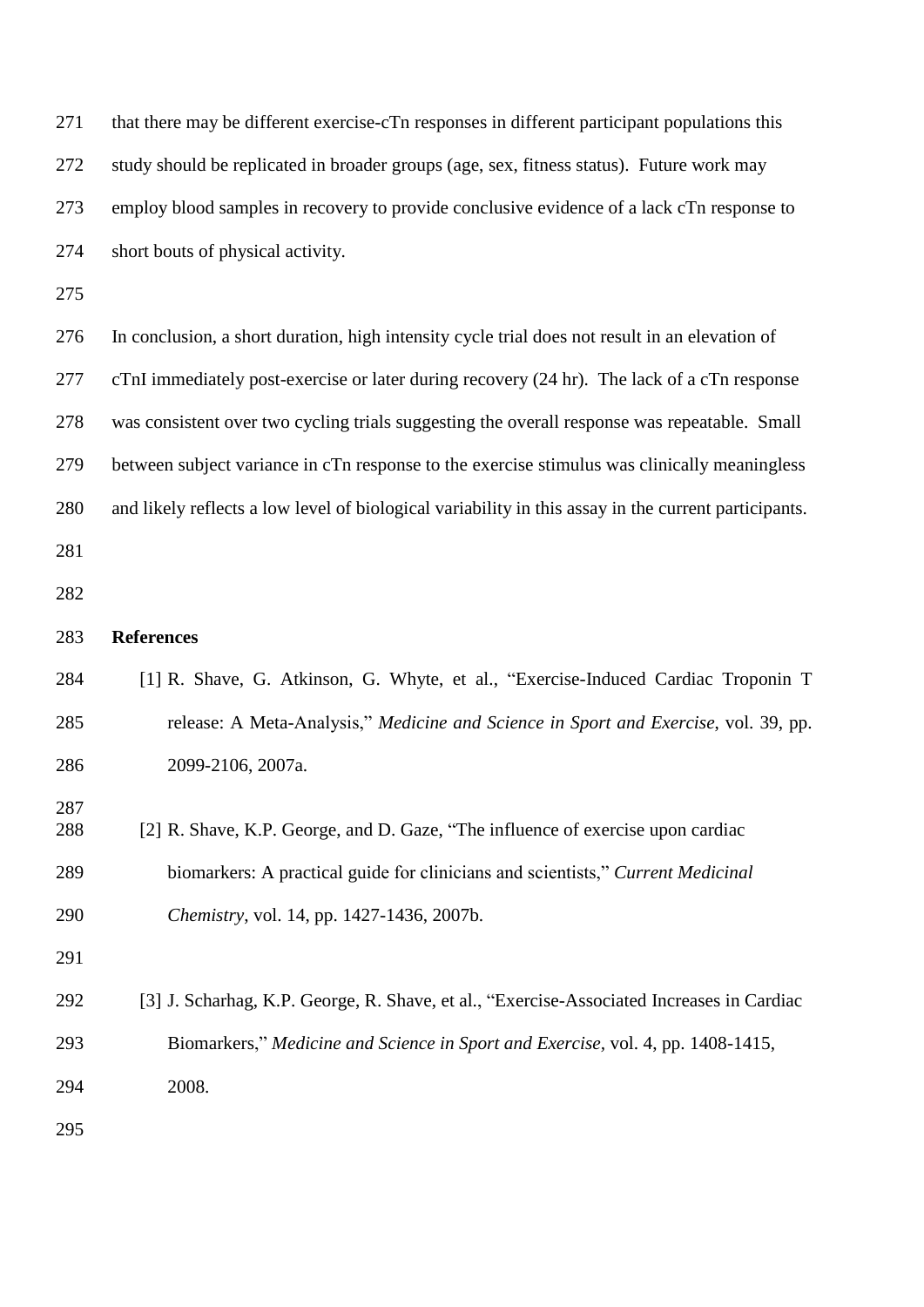that there may be different exercise-cTn responses in different participant populations this study should be replicated in broader groups (age, sex, fitness status). Future work may employ blood samples in recovery to provide conclusive evidence of a lack cTn response to short bouts of physical activity.

In conclusion, a short duration, high intensity cycle trial does not result in an elevation of cTnI immediately post-exercise or later during recovery (24 hr). The lack of a cTn response was consistent over two cycling trials suggesting the overall response was repeatable. Small between subject variance in cTn response to the exercise stimulus was clinically meaningless and likely reflects a low level of biological variability in this assay in the current participants.

**References**

[1] R. Shave, G. Atkinson, G. Whyte, et al., "Exercise-Induced Cardiac Troponin T release: A Meta-Analysis," *Medicine and Science in Sport and Exercise*, vol. 39, pp. 2099-2106, 2007a.

[2] R. Shave, K.P. George, and D. Gaze, "The influence of exercise upon cardiac biomarkers: A practical guide for clinicians and scientists," *Current Medicinal Chemistry*, vol. 14, pp. 1427-1436, 2007b.

[3] J. Scharhag, K.P. George, R. Shave, et al., "Exercise-Associated Increases in Cardiac Biomarkers," *Medicine and Science in Sport and Exercise*, vol. 4, pp. 1408-1415, 2008.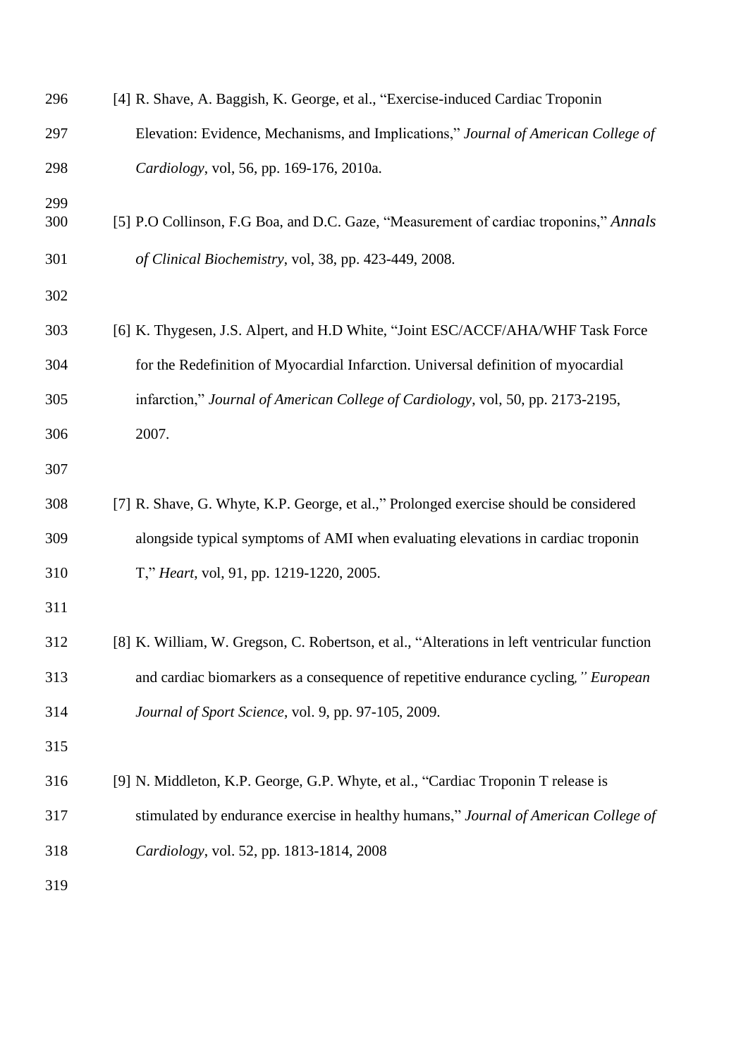[4] R. Shave, A. Baggish, K. George, et al., "Exercise-induced Cardiac Troponin Elevation: Evidence, Mechanisms, and Implications," *Journal of American College of Cardiology*, vol, 56, pp. 169-176, 2010a.

[5] P.O Collinson, F.G Boa, and D.C. Gaze, "Measurement of cardiac troponins," *Annals of Clinical Biochemistry*, vol, 38, pp. 423-449, 2008.

[6] K. Thygesen, J.S. Alpert, and H.D White, "Joint ESC/ACCF/AHA/WHF Task Force for the Redefinition of Myocardial Infarction. Universal definition of myocardial infarction," *Journal of American College of Cardiology*, vol, 50, pp. 2173-2195, 2007.

[7] R. Shave, G. Whyte, K.P. George, et al.," Prolonged exercise should be considered alongside typical symptoms of AMI when evaluating elevations in cardiac troponin T," *Heart*, vol, 91, pp. 1219-1220, 2005.

[8] K. William, W. Gregson, C. Robertson, et al., "Alterations in left ventricular function and cardiac biomarkers as a consequence of repetitive endurance cycling," *European Journal of Sport Science*, vol. 9, pp. 97-105, 2009.

[9] N. Middleton, K.P. George, G.P. Whyte, et al., "Cardiac Troponin T release is stimulated by endurance exercise in healthy humans," *Journal of American College of Cardiology*, vol. 52, pp. 1813-1814, 2008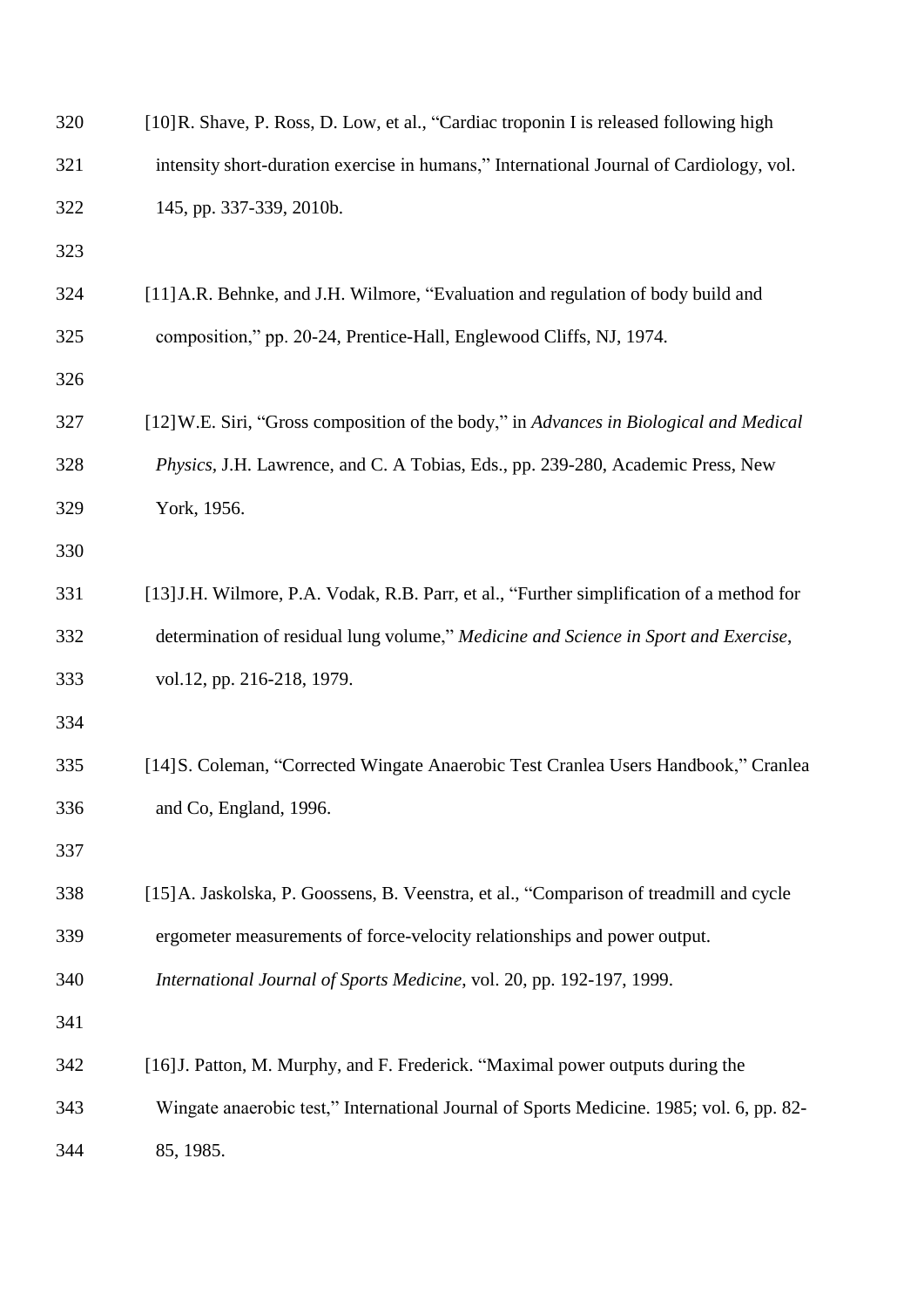[10] R. Shave, P. Ross, D. Low, et al., "Cardiac troponin I is released following high intensity short-duration exercise in humans," International Journal of Cardiology, vol. 145, pp. 337-339, 2010b.

[11] A.R. Behnke, and J.H. Wilmore, "Evaluation and regulation of body build and composition," pp. 20-24, Prentice-Hall, Englewood Cliffs, NJ, 1974.

[12] W.E. Siri, "Gross composition of the body," in *Advances in Biological and Medical Physics*, J.H. Lawrence, and C. A Tobias, Eds., pp. 239-280, Academic Press, New York, 1956.

[13] J.H. Wilmore, P.A. Vodak, R.B. Parr, et al., "Further simplification of a method for determination of residual lung volume," *Medicine and Science in Sport and Exercise*, vol.12, pp. 216-218, 1979.

[14] S. Coleman, "Corrected Wingate Anaerobic Test Cranlea Users Handbook," Cranlea and Co, England, 1996.

[15] A. Jaskolska, P. Goossens, B. Veenstra, et al., "Comparison of treadmill and cycle ergometer measurements of force-velocity relationships and power output. *International Journal of Sports Medicine*, vol. 20, pp. 192-197, 1999.

[16] J. Patton, M. Murphy, and F. Frederick. "Maximal power outputs during the Wingate anaerobic test," International Journal of Sports Medicine. 1985; vol. 6, pp. 82-85, 1985.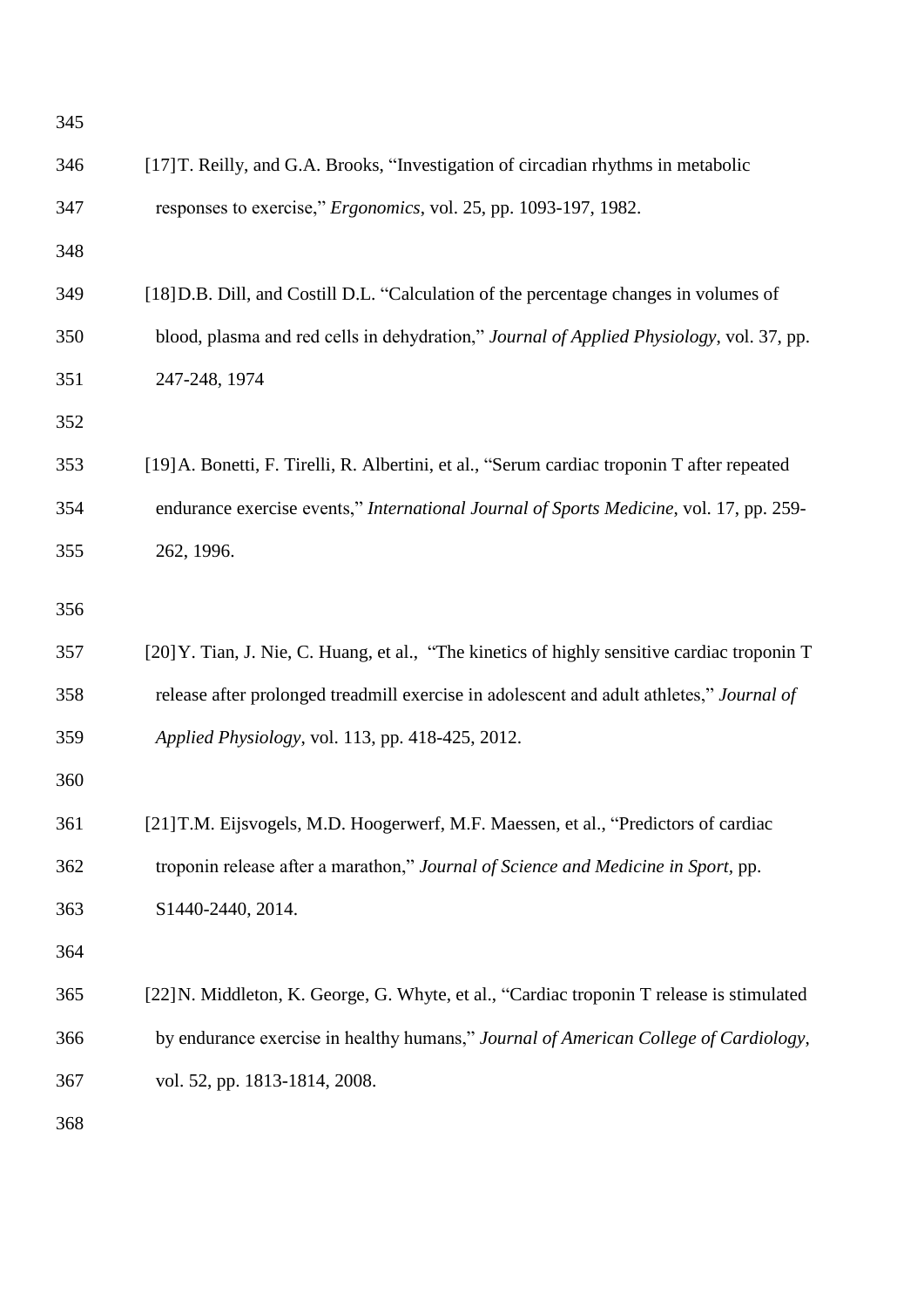[17] T. Reilly, and G.A. Brooks, "Investigation of circadian rhythms in metabolic responses to exercise," *Ergonomics*, vol. 25, pp. 1093-197, 1982.

[18] D.B. Dill, and Costill D.L. "Calculation of the percentage changes in volumes of blood, plasma and red cells in dehydration," *Journal of Applied Physiology*, vol. 37, pp. 247-248, 1974

[19] A. Bonetti, F. Tirelli, R. Albertini, et al., "Serum cardiac troponin T after repeated endurance exercise events," *International Journal of Sports Medicine*, vol. 17, pp. 259-262, 1996.

[20] Y. Tian, J. Nie, C. Huang, et al., "The kinetics of highly sensitive cardiac troponin T release after prolonged treadmill exercise in adolescent and adult athletes," *Journal of Applied Physiology*, vol. 113, pp. 418-425, 2012.

[21] T.M. Eijsvogels, M.D. Hoogerwerf, M.F. Maessen, et al., "Predictors of cardiac troponin release after a marathon," *Journal of Science and Medicine in Sport*, pp. S1440-2440, 2014.

[22] N. Middleton, K. George, G. Whyte, et al., "Cardiac troponin T release is stimulated by endurance exercise in healthy humans," *Journal of American College of Cardiology*, vol. 52, pp. 1813-1814, 2008.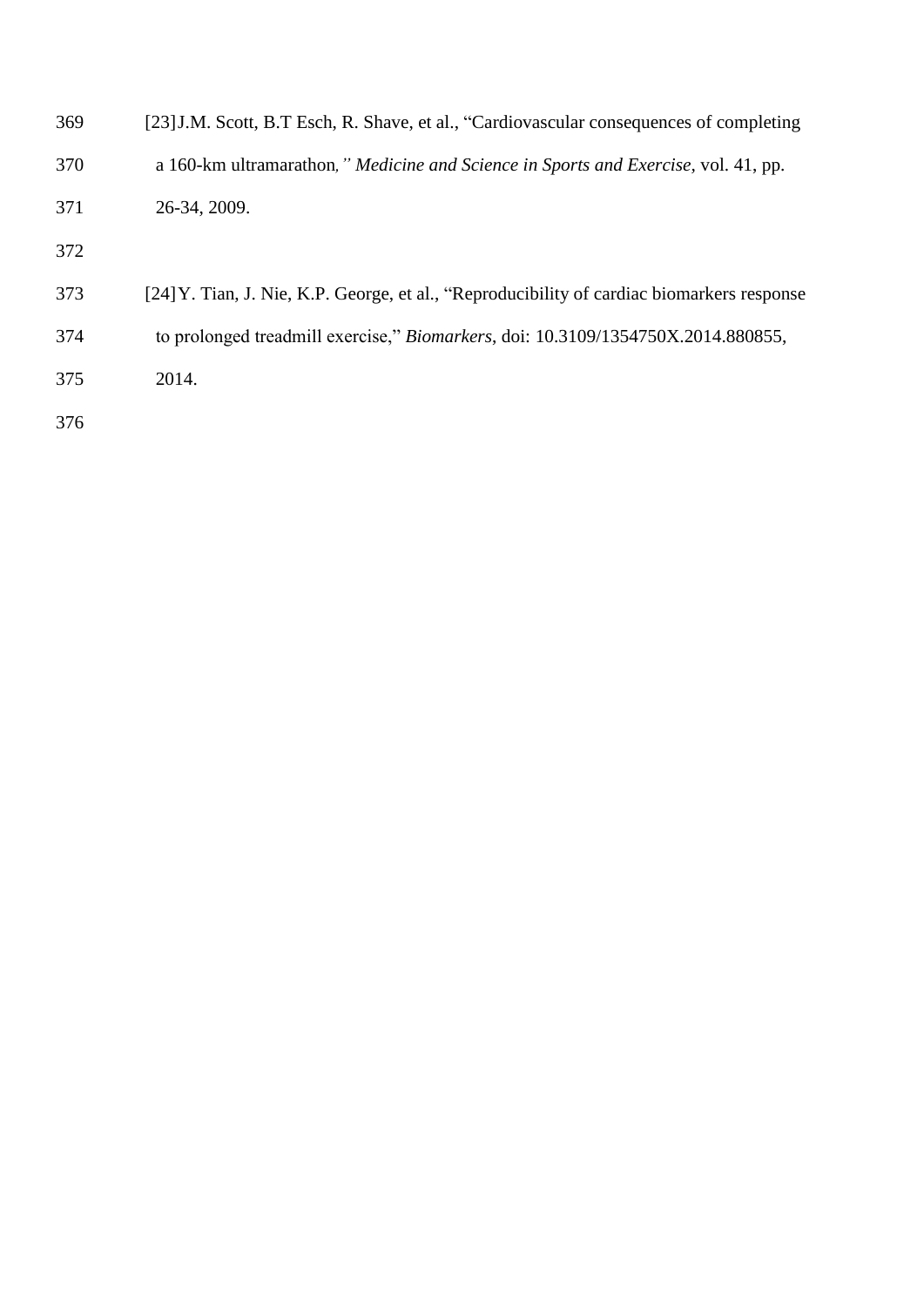[23] J.M. Scott, B.T Esch, R. Shave, et al., "Cardiovascular consequences of completing a 160-km ultramarathon," *Medicine and Science in Sports and Exercise*, vol. 41, pp. 26-34, 2009.

[24] Y. Tian, J. Nie, K.P. George, et al., "Reproducibility of cardiac biomarkers response to prolonged treadmill exercise," *Biomarkers*, doi: 10.3109/1354750X.2014.880855, 2014.